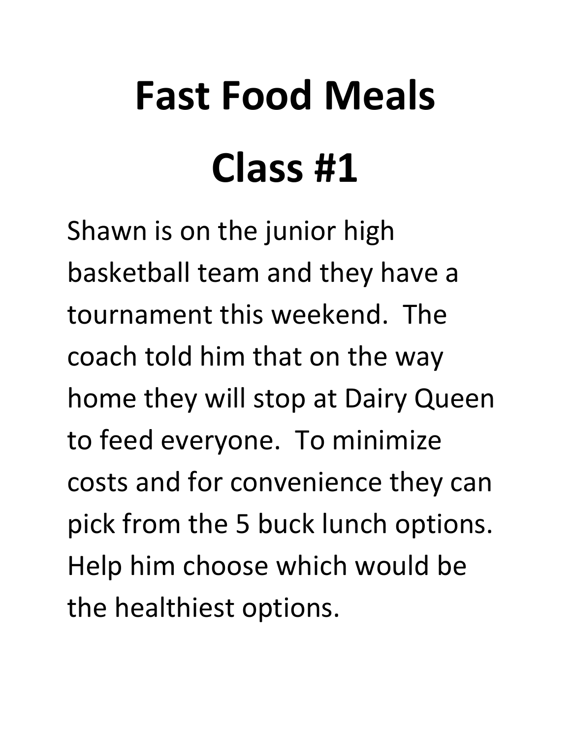# Fast Food Meals

# Class #1

Shawn is on the junior high basketball team and they have a tournament this weekend. The coach told him that on the way home they will stop at Dairy Queen to feed everyone. To minimize costs and for convenience they can pick from the 5 buck lunch options. Help him choose which would be the healthiest options.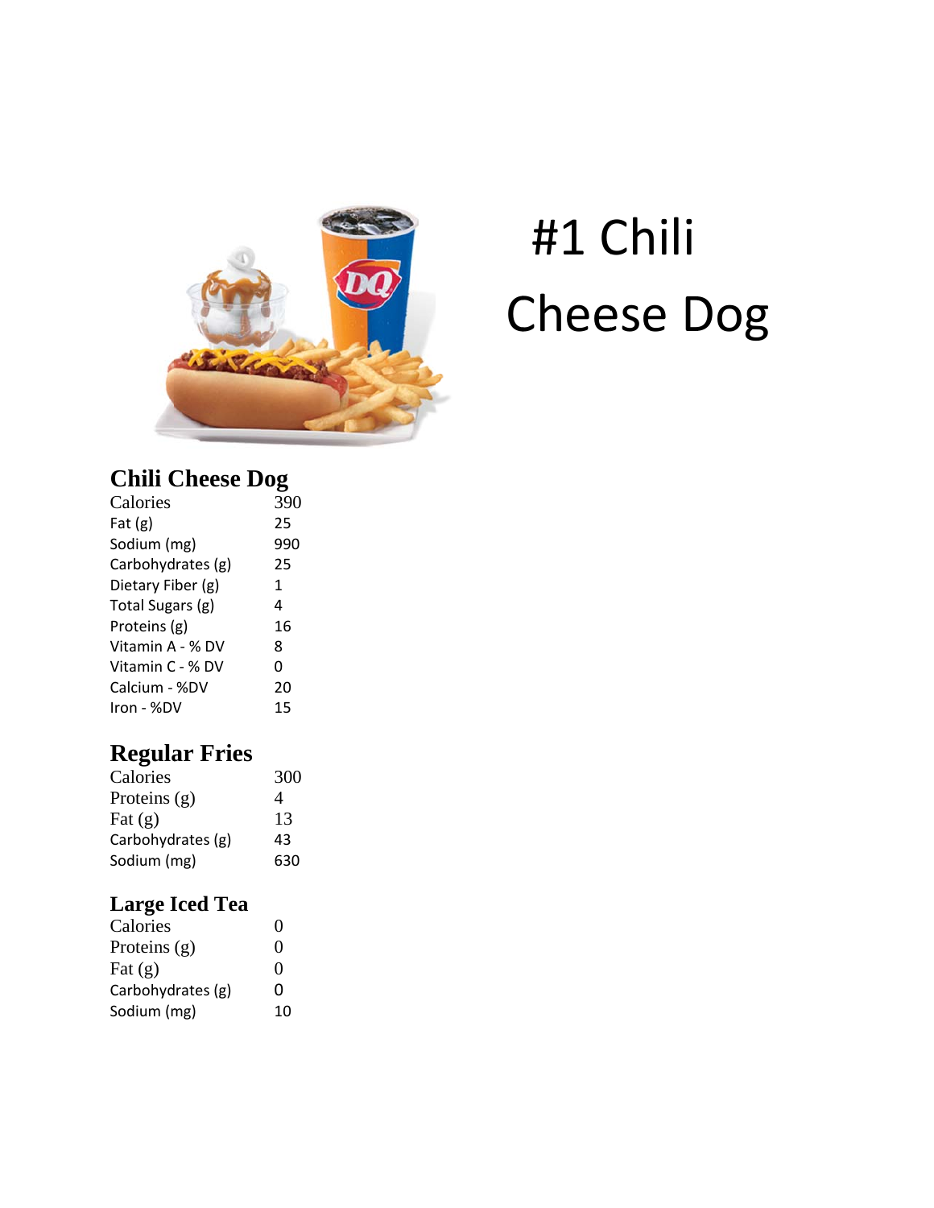# #1 Chili Cheese Dog

## Chili Cheese Dog

| | |
|---|---|
| Calories | 390 |
| Fat (g) | 25 |
| Sodium (mg) | 990 |
| Carbohydrates (g) | 25 |
| Dietary Fiber (g) | 1 |
| Total Sugars (g) | 4 |
| Proteins (g) | 16 |
| Vitamin A - % DV | 8 |
| Vitamin C - % DV | 0 |
| Calcium - %DV | 20 |
| Iron - %DV | 15 |

## Regular Fries

| | |
|---|---|
| Calories | 300 |
| Proteins (g) | 4 |
| Fat (g) | 13 |
| Carbohydrates (g) | 43 |
| Sodium (mg) | 630 |

## Large Iced Tea

| | |
|---|---|
| Calories | 0 |
| Proteins (g) | 0 |
| Fat (g) | 0 |
| Carbohydrates (g) | 0 |
| Sodium (mg) | 10 |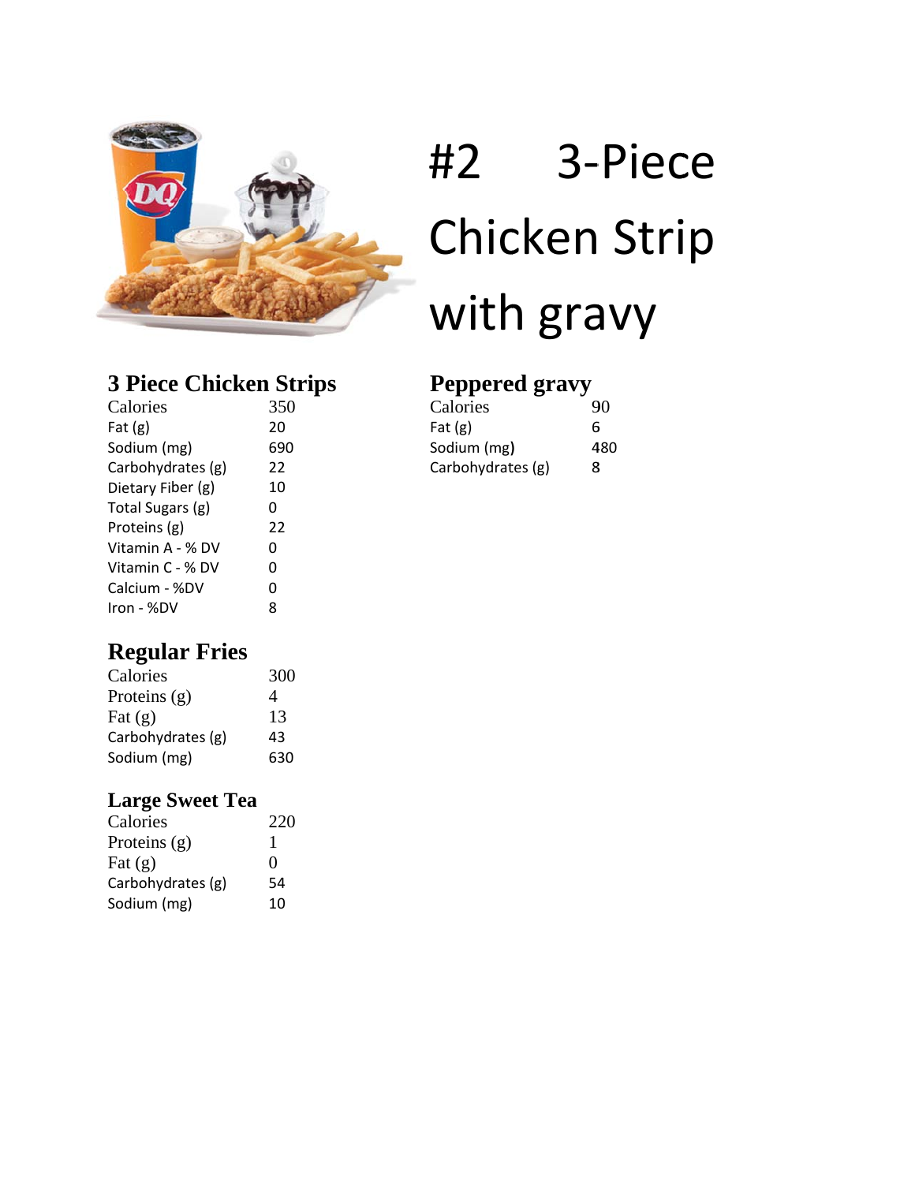# #2 3-Piece Chicken Strip with gravy

## 3 Piece Chicken Strips

| | |
|---|---|
| Calories | 350 |
| Fat (g) | 20 |
| Sodium (mg) | 690 |
| Carbohydrates (g) | 22 |
| Dietary Fiber (g) | 10 |
| Total Sugars (g) | 0 |
| Proteins (g) | 22 |
| Vitamin A - % DV | 0 |
| Vitamin C - % DV | 0 |
| Calcium - %DV | 0 |
| Iron - %DV | 8 |

## Peppered gravy

| | |
|---|---|
| Calories | 90 |
| Fat (g) | 6 |
| Sodium (mg) | 480 |
| Carbohydrates (g) | 8 |

## Regular Fries

| | |
|---|---|
| Calories | 300 |
| Proteins (g) | 4 |
| Fat (g) | 13 |
| Carbohydrates (g) | 43 |
| Sodium (mg) | 630 |

## Large Sweet Tea

| | |
|---|---|
| Calories | 220 |
| Proteins (g) | 1 |
| Fat (g) | 0 |
| Carbohydrates (g) | 54 |
| Sodium (mg) | 10 |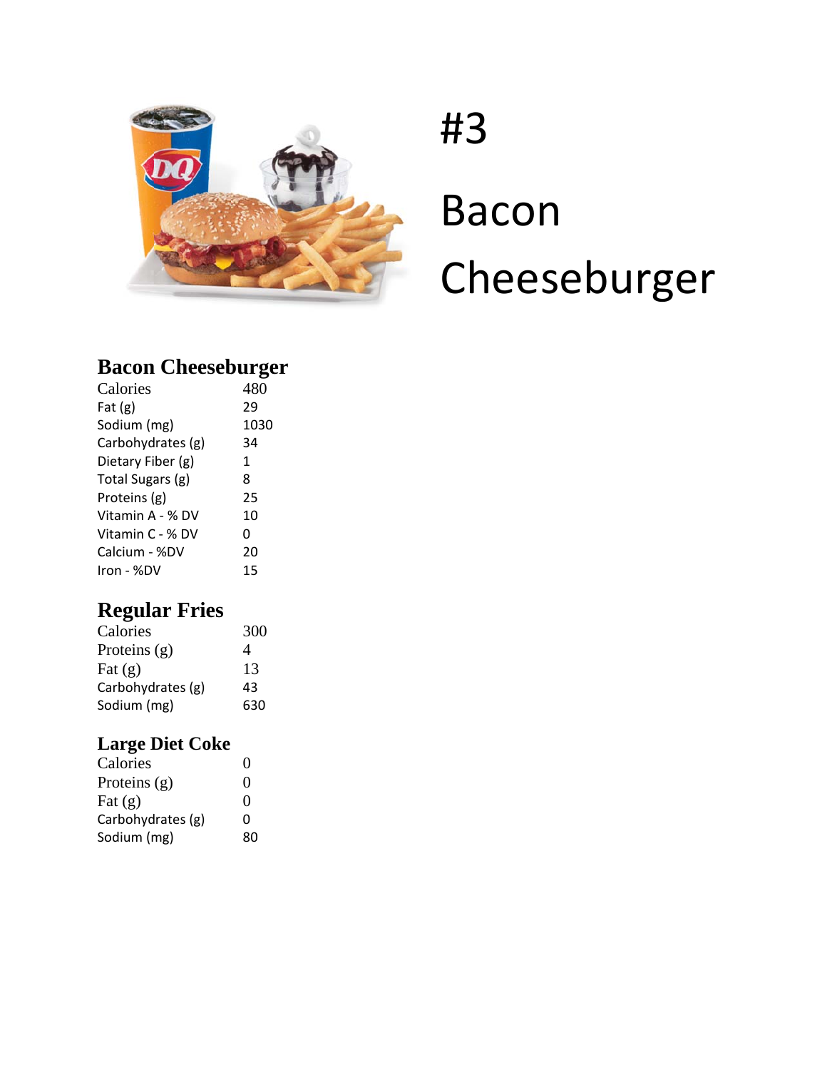# #3

# Bacon Cheeseburger

### Bacon Cheeseburger

| | |
|---|---|
| Calories | 480 |
| Fat (g) | 29 |
| Sodium (mg) | 1030 |
| Carbohydrates (g) | 34 |
| Dietary Fiber (g) | 1 |
| Total Sugars (g) | 8 |
| Proteins (g) | 25 |
| Vitamin A - % DV | 10 |
| Vitamin C - % DV | 0 |
| Calcium - %DV | 20 |
| Iron - %DV | 15 |

### Regular Fries

| | |
|---|---|
| Calories | 300 |
| Proteins (g) | 4 |
| Fat (g) | 13 |
| Carbohydrates (g) | 43 |
| Sodium (mg) | 630 |

### Large Diet Coke

| | |
|---|---|
| Calories | 0 |
| Proteins (g) | 0 |
| Fat (g) | 0 |
| Carbohydrates (g) | 0 |
| Sodium (mg) | 80 |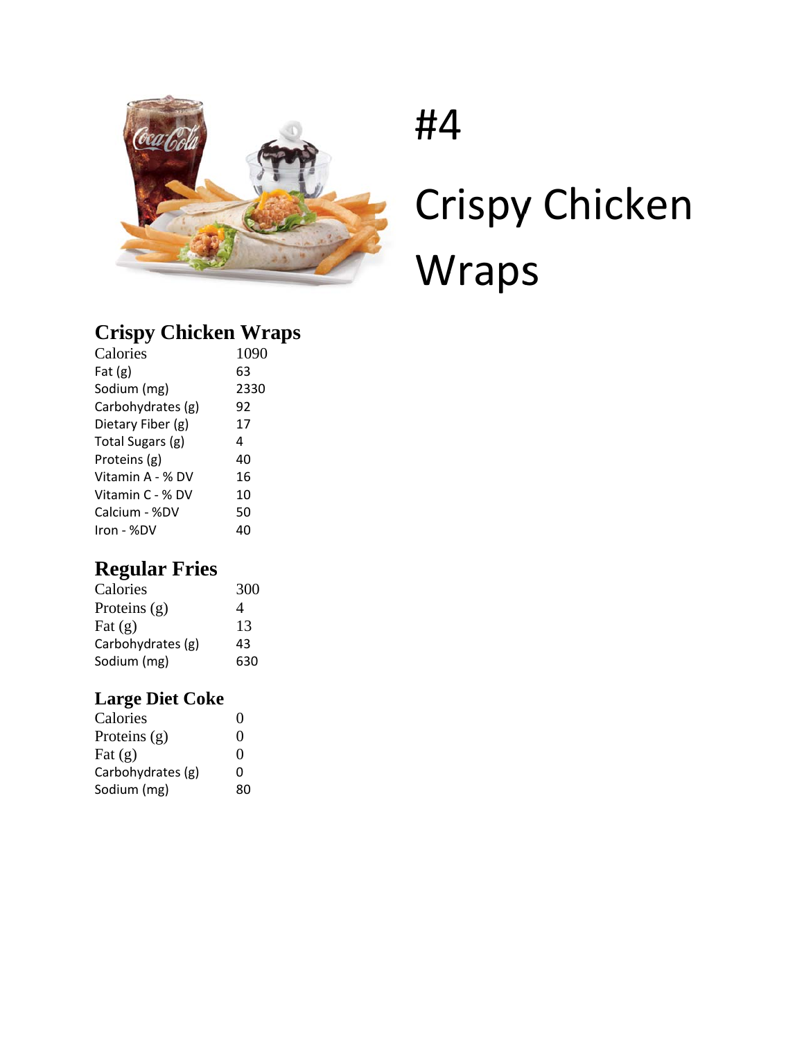# #4

# Crispy Chicken Wraps

## Crispy Chicken Wraps

| | |
|---|---|
| Calories | 1090 |
| Fat (g) | 63 |
| Sodium (mg) | 2330 |
| Carbohydrates (g) | 92 |
| Dietary Fiber (g) | 17 |
| Total Sugars (g) | 4 |
| Proteins (g) | 40 |
| Vitamin A - % DV | 16 |
| Vitamin C - % DV | 10 |
| Calcium - %DV | 50 |
| Iron - %DV | 40 |

## Regular Fries

| | |
|---|---|
| Calories | 300 |
| Proteins (g) | 4 |
| Fat (g) | 13 |
| Carbohydrates (g) | 43 |
| Sodium (mg) | 630 |

## Large Diet Coke

| | |
|---|---|
| Calories | 0 |
| Proteins (g) | 0 |
| Fat (g) | 0 |
| Carbohydrates (g) | 0 |
| Sodium (mg) | 80 |